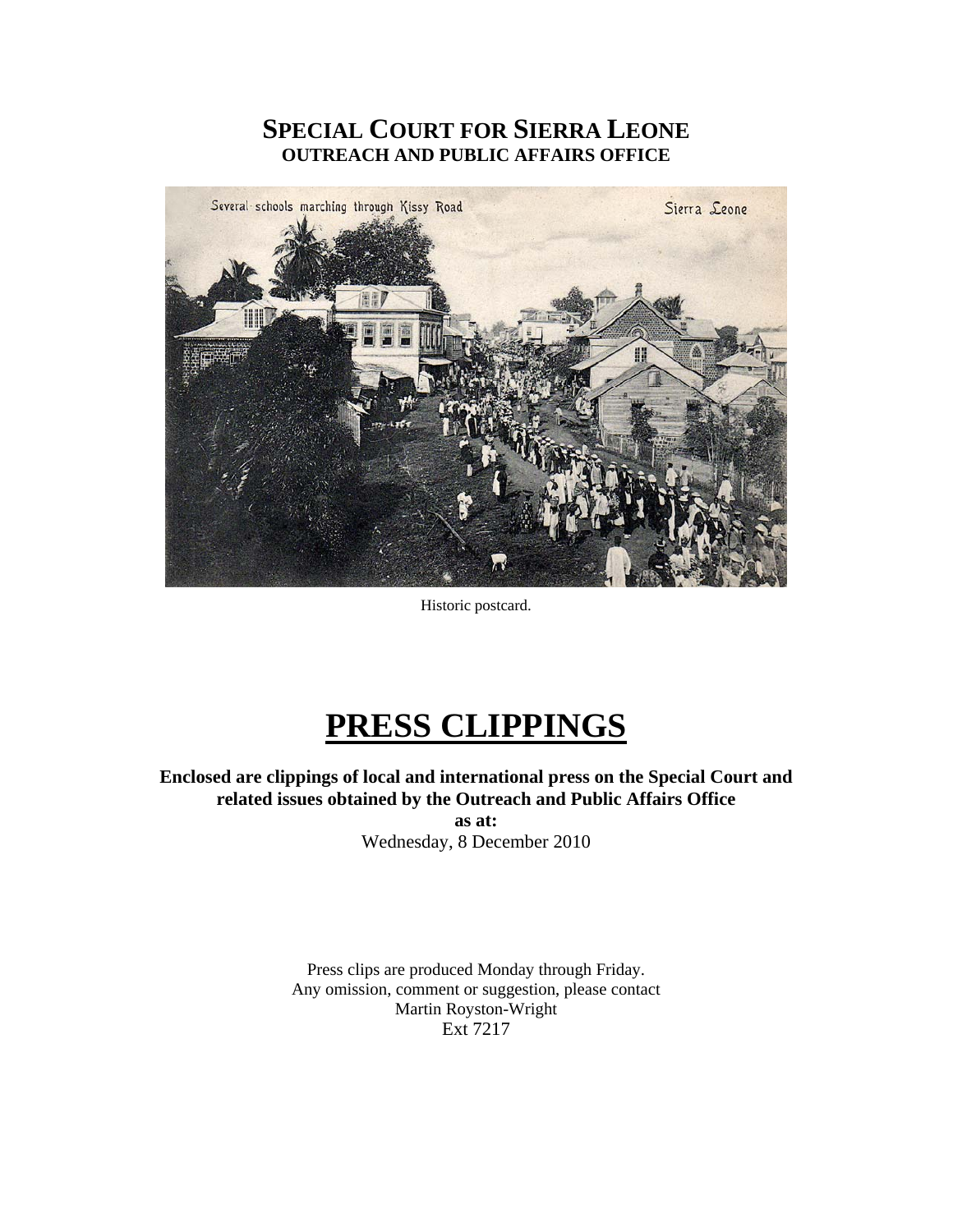# SPECIAL COURT FOR SIERRA LEONE
## OUTREACH AND PUBLIC AFFAIRS OFFICE

Historic postcard.

# PRESS CLIPPINGS

**Enclosed are clippings of local and international press on the Special Court and related issues obtained by the Outreach and Public Affairs Office**

**as at:**

Wednesday, 8 December 2010

Press clips are produced Monday through Friday.
Any omission, comment or suggestion, please contact
Martin Royston-Wright
Ext 7217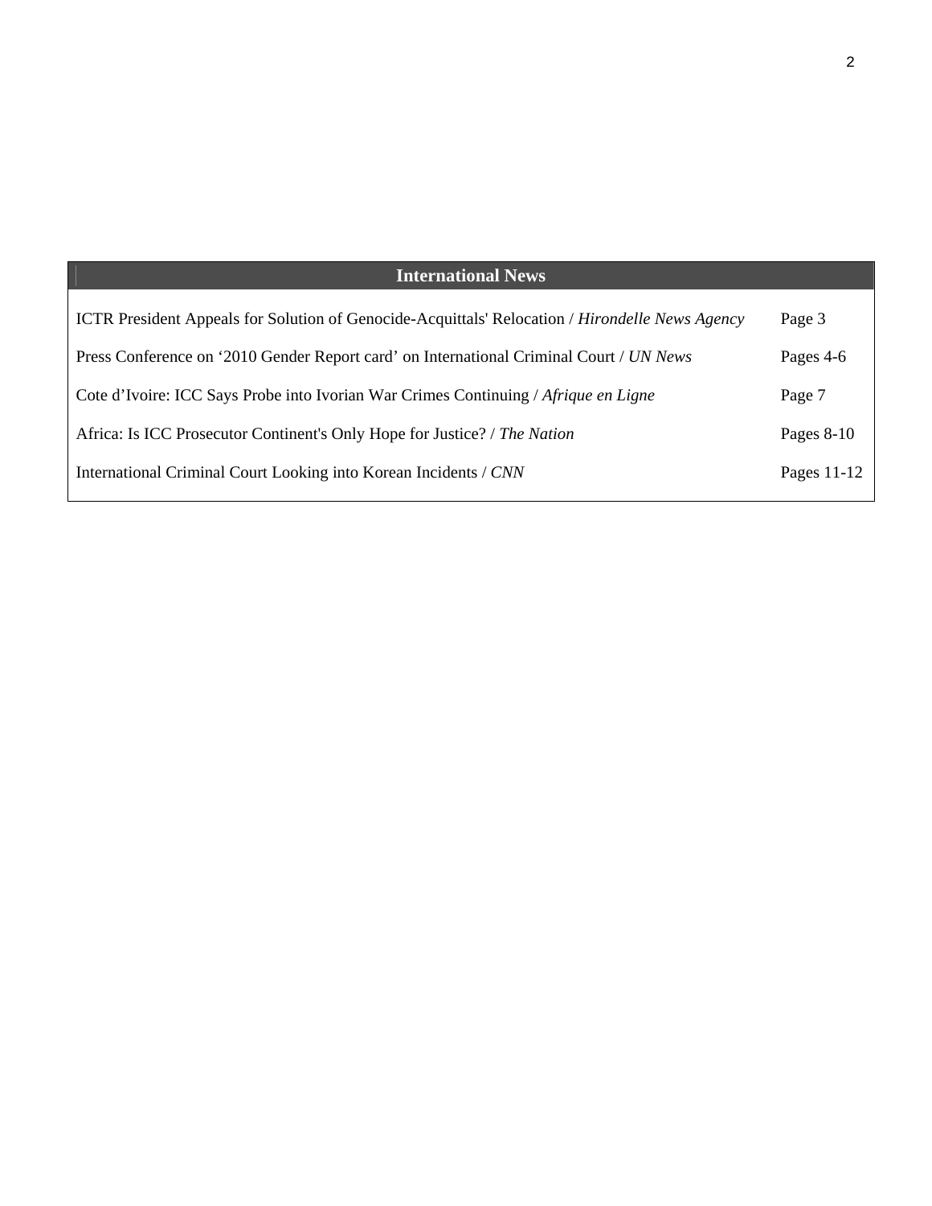## International News

| | |
|---|---|
| ICTR President Appeals for Solution of Genocide-Acquittals' Relocation / *Hirondelle News Agency* | Page 3 |
| Press Conference on '2010 Gender Report card' on International Criminal Court / *UN News* | Pages 4-6 |
| Cote d'Ivoire: ICC Says Probe into Ivorian War Crimes Continuing / *Afrique en Ligne* | Page 7 |
| Africa: Is ICC Prosecutor Continent's Only Hope for Justice? / *The Nation* | Pages 8-10 |
| International Criminal Court Looking into Korean Incidents / *CNN* | Pages 11-12 |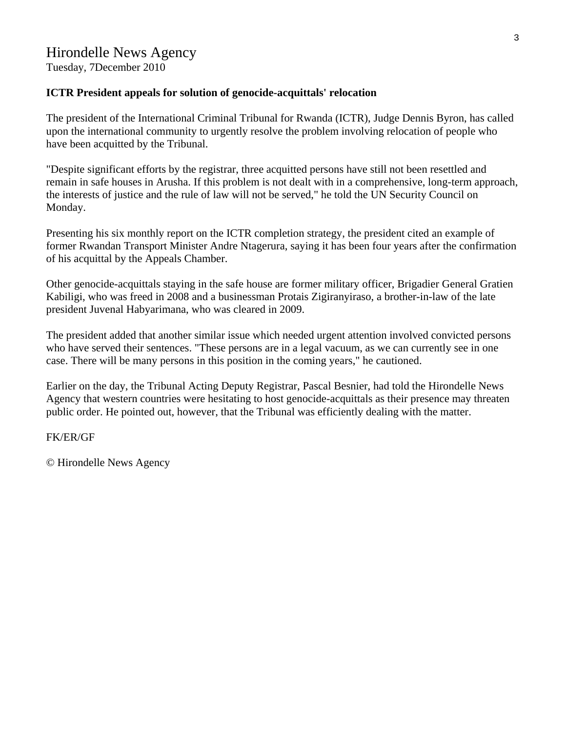Hirondelle News Agency

Tuesday, 7December 2010

**ICTR President appeals for solution of genocide-acquittals' relocation**

The president of the International Criminal Tribunal for Rwanda (ICTR), Judge Dennis Byron, has called upon the international community to urgently resolve the problem involving relocation of people who have been acquitted by the Tribunal.

"Despite significant efforts by the registrar, three acquitted persons have still not been resettled and remain in safe houses in Arusha. If this problem is not dealt with in a comprehensive, long-term approach, the interests of justice and the rule of law will not be served," he told the UN Security Council on Monday.

Presenting his six monthly report on the ICTR completion strategy, the president cited an example of former Rwandan Transport Minister Andre Ntagerura, saying it has been four years after the confirmation of his acquittal by the Appeals Chamber.

Other genocide-acquittals staying in the safe house are former military officer, Brigadier General Gratien Kabiligi, who was freed in 2008 and a businessman Protais Zigiranyiraso, a brother-in-law of the late president Juvenal Habyarimana, who was cleared in 2009.

The president added that another similar issue which needed urgent attention involved convicted persons who have served their sentences. "These persons are in a legal vacuum, as we can currently see in one case. There will be many persons in this position in the coming years," he cautioned.

Earlier on the day, the Tribunal Acting Deputy Registrar, Pascal Besnier, had told the Hirondelle News Agency that western countries were hesitating to host genocide-acquittals as their presence may threaten public order. He pointed out, however, that the Tribunal was efficiently dealing with the matter.

FK/ER/GF

© Hirondelle News Agency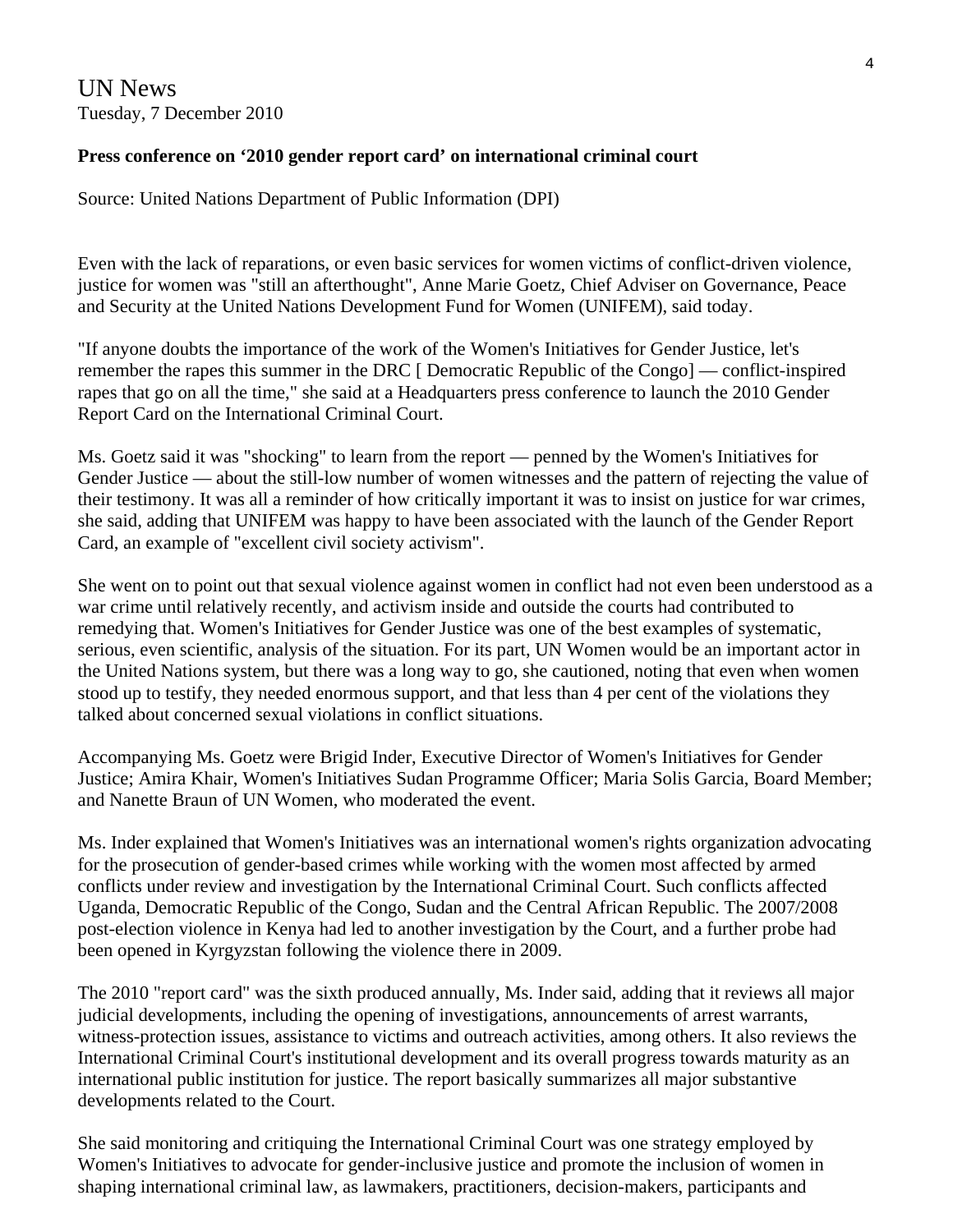UN News
Tuesday, 7 December 2010

**Press conference on '2010 gender report card' on international criminal court**

Source: United Nations Department of Public Information (DPI)

Even with the lack of reparations, or even basic services for women victims of conflict-driven violence, justice for women was "still an afterthought", Anne Marie Goetz, Chief Adviser on Governance, Peace and Security at the United Nations Development Fund for Women (UNIFEM), said today.

"If anyone doubts the importance of the work of the Women's Initiatives for Gender Justice, let's remember the rapes this summer in the DRC [ Democratic Republic of the Congo] — conflict-inspired rapes that go on all the time," she said at a Headquarters press conference to launch the 2010 Gender Report Card on the International Criminal Court.

Ms. Goetz said it was "shocking" to learn from the report — penned by the Women's Initiatives for Gender Justice — about the still-low number of women witnesses and the pattern of rejecting the value of their testimony. It was all a reminder of how critically important it was to insist on justice for war crimes, she said, adding that UNIFEM was happy to have been associated with the launch of the Gender Report Card, an example of "excellent civil society activism".

She went on to point out that sexual violence against women in conflict had not even been understood as a war crime until relatively recently, and activism inside and outside the courts had contributed to remedying that. Women's Initiatives for Gender Justice was one of the best examples of systematic, serious, even scientific, analysis of the situation. For its part, UN Women would be an important actor in the United Nations system, but there was a long way to go, she cautioned, noting that even when women stood up to testify, they needed enormous support, and that less than 4 per cent of the violations they talked about concerned sexual violations in conflict situations.

Accompanying Ms. Goetz were Brigid Inder, Executive Director of Women's Initiatives for Gender Justice; Amira Khair, Women's Initiatives Sudan Programme Officer; Maria Solis Garcia, Board Member; and Nanette Braun of UN Women, who moderated the event.

Ms. Inder explained that Women's Initiatives was an international women's rights organization advocating for the prosecution of gender-based crimes while working with the women most affected by armed conflicts under review and investigation by the International Criminal Court. Such conflicts affected Uganda, Democratic Republic of the Congo, Sudan and the Central African Republic. The 2007/2008 post-election violence in Kenya had led to another investigation by the Court, and a further probe had been opened in Kyrgyzstan following the violence there in 2009.

The 2010 "report card" was the sixth produced annually, Ms. Inder said, adding that it reviews all major judicial developments, including the opening of investigations, announcements of arrest warrants, witness-protection issues, assistance to victims and outreach activities, among others. It also reviews the International Criminal Court's institutional development and its overall progress towards maturity as an international public institution for justice. The report basically summarizes all major substantive developments related to the Court.

She said monitoring and critiquing the International Criminal Court was one strategy employed by Women's Initiatives to advocate for gender-inclusive justice and promote the inclusion of women in shaping international criminal law, as lawmakers, practitioners, decision-makers, participants and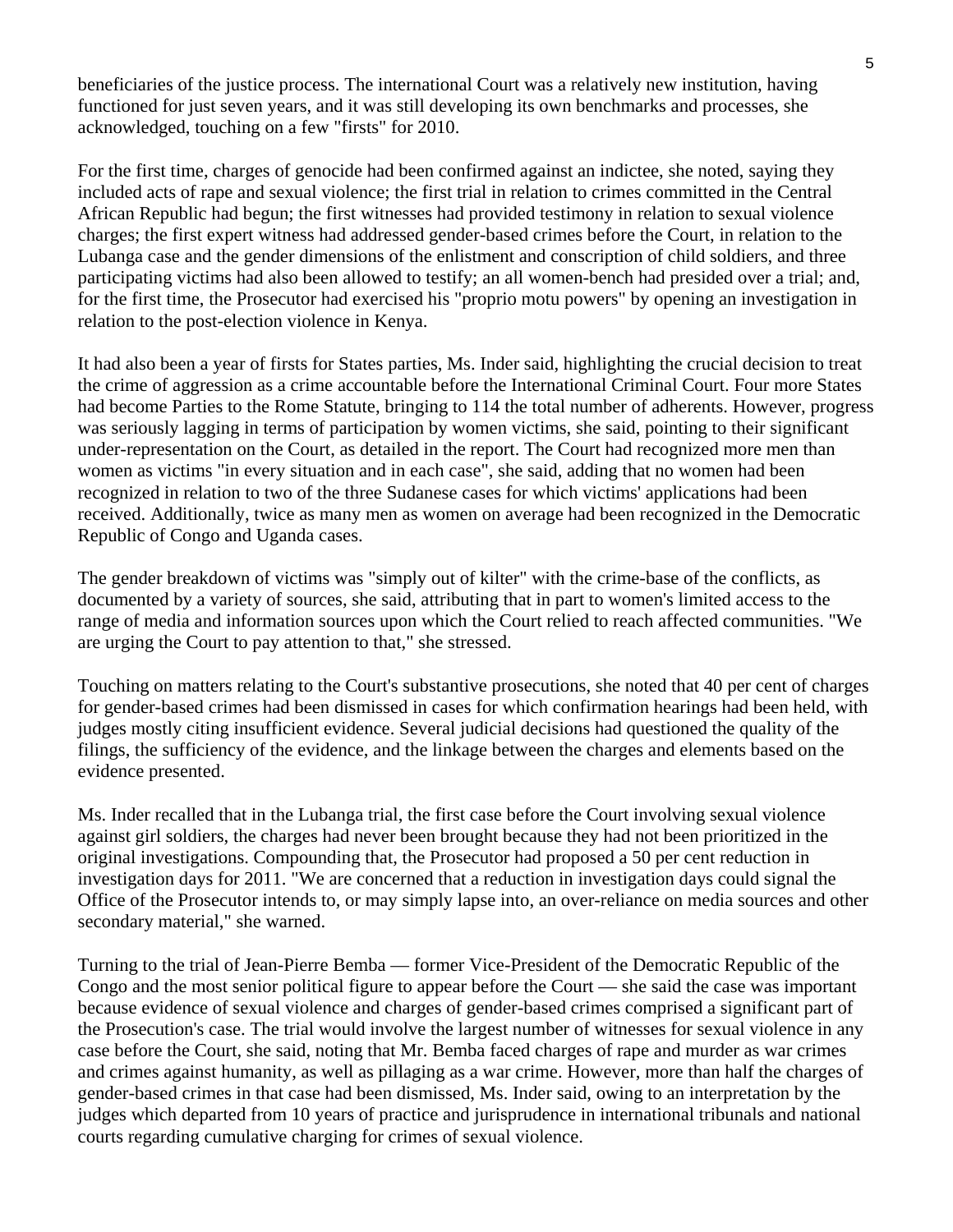beneficiaries of the justice process. The international Court was a relatively new institution, having functioned for just seven years, and it was still developing its own benchmarks and processes, she acknowledged, touching on a few "firsts" for 2010.

For the first time, charges of genocide had been confirmed against an indictee, she noted, saying they included acts of rape and sexual violence; the first trial in relation to crimes committed in the Central African Republic had begun; the first witnesses had provided testimony in relation to sexual violence charges; the first expert witness had addressed gender-based crimes before the Court, in relation to the Lubanga case and the gender dimensions of the enlistment and conscription of child soldiers, and three participating victims had also been allowed to testify; an all women-bench had presided over a trial; and, for the first time, the Prosecutor had exercised his "proprio motu powers" by opening an investigation in relation to the post-election violence in Kenya.

It had also been a year of firsts for States parties, Ms. Inder said, highlighting the crucial decision to treat the crime of aggression as a crime accountable before the International Criminal Court. Four more States had become Parties to the Rome Statute, bringing to 114 the total number of adherents. However, progress was seriously lagging in terms of participation by women victims, she said, pointing to their significant under-representation on the Court, as detailed in the report. The Court had recognized more men than women as victims "in every situation and in each case", she said, adding that no women had been recognized in relation to two of the three Sudanese cases for which victims' applications had been received. Additionally, twice as many men as women on average had been recognized in the Democratic Republic of Congo and Uganda cases.

The gender breakdown of victims was "simply out of kilter" with the crime-base of the conflicts, as documented by a variety of sources, she said, attributing that in part to women's limited access to the range of media and information sources upon which the Court relied to reach affected communities. "We are urging the Court to pay attention to that," she stressed.

Touching on matters relating to the Court's substantive prosecutions, she noted that 40 per cent of charges for gender-based crimes had been dismissed in cases for which confirmation hearings had been held, with judges mostly citing insufficient evidence. Several judicial decisions had questioned the quality of the filings, the sufficiency of the evidence, and the linkage between the charges and elements based on the evidence presented.

Ms. Inder recalled that in the Lubanga trial, the first case before the Court involving sexual violence against girl soldiers, the charges had never been brought because they had not been prioritized in the original investigations. Compounding that, the Prosecutor had proposed a 50 per cent reduction in investigation days for 2011. "We are concerned that a reduction in investigation days could signal the Office of the Prosecutor intends to, or may simply lapse into, an over-reliance on media sources and other secondary material," she warned.

Turning to the trial of Jean-Pierre Bemba — former Vice-President of the Democratic Republic of the Congo and the most senior political figure to appear before the Court — she said the case was important because evidence of sexual violence and charges of gender-based crimes comprised a significant part of the Prosecution's case. The trial would involve the largest number of witnesses for sexual violence in any case before the Court, she said, noting that Mr. Bemba faced charges of rape and murder as war crimes and crimes against humanity, as well as pillaging as a war crime. However, more than half the charges of gender-based crimes in that case had been dismissed, Ms. Inder said, owing to an interpretation by the judges which departed from 10 years of practice and jurisprudence in international tribunals and national courts regarding cumulative charging for crimes of sexual violence.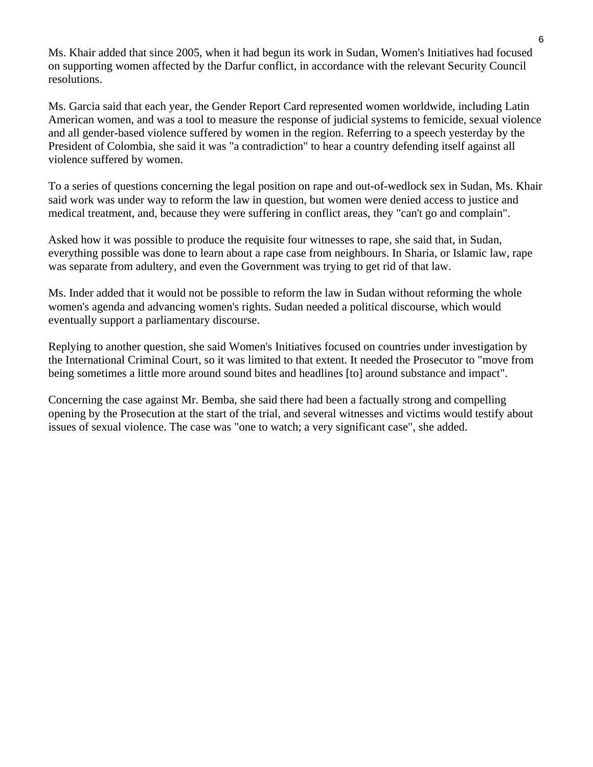Ms. Khair added that since 2005, when it had begun its work in Sudan, Women's Initiatives had focused on supporting women affected by the Darfur conflict, in accordance with the relevant Security Council resolutions.

Ms. Garcia said that each year, the Gender Report Card represented women worldwide, including Latin American women, and was a tool to measure the response of judicial systems to femicide, sexual violence and all gender-based violence suffered by women in the region. Referring to a speech yesterday by the President of Colombia, she said it was "a contradiction" to hear a country defending itself against all violence suffered by women.

To a series of questions concerning the legal position on rape and out-of-wedlock sex in Sudan, Ms. Khair said work was under way to reform the law in question, but women were denied access to justice and medical treatment, and, because they were suffering in conflict areas, they "can't go and complain".

Asked how it was possible to produce the requisite four witnesses to rape, she said that, in Sudan, everything possible was done to learn about a rape case from neighbours. In Sharia, or Islamic law, rape was separate from adultery, and even the Government was trying to get rid of that law.

Ms. Inder added that it would not be possible to reform the law in Sudan without reforming the whole women's agenda and advancing women's rights. Sudan needed a political discourse, which would eventually support a parliamentary discourse.

Replying to another question, she said Women's Initiatives focused on countries under investigation by the International Criminal Court, so it was limited to that extent. It needed the Prosecutor to "move from being sometimes a little more around sound bites and headlines [to] around substance and impact".

Concerning the case against Mr. Bemba, she said there had been a factually strong and compelling opening by the Prosecution at the start of the trial, and several witnesses and victims would testify about issues of sexual violence. The case was "one to watch; a very significant case", she added.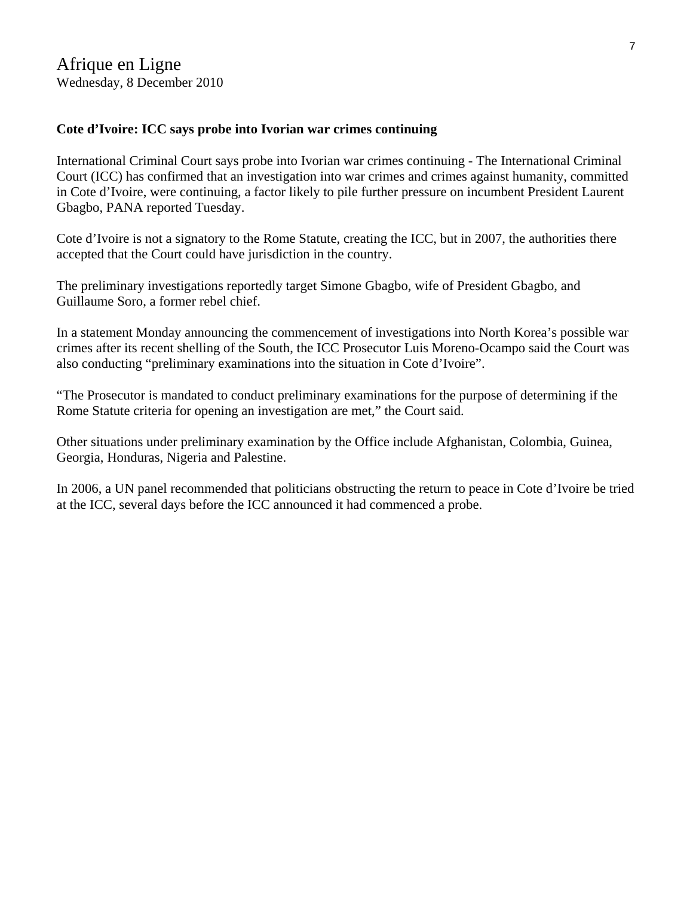Afrique en Ligne
Wednesday, 8 December 2010

**Cote d'Ivoire: ICC says probe into Ivorian war crimes continuing**

International Criminal Court says probe into Ivorian war crimes continuing - The International Criminal Court (ICC) has confirmed that an investigation into war crimes and crimes against humanity, committed in Cote d'Ivoire, were continuing, a factor likely to pile further pressure on incumbent President Laurent Gbagbo, PANA reported Tuesday.

Cote d'Ivoire is not a signatory to the Rome Statute, creating the ICC, but in 2007, the authorities there accepted that the Court could have jurisdiction in the country.

The preliminary investigations reportedly target Simone Gbagbo, wife of President Gbagbo, and Guillaume Soro, a former rebel chief.

In a statement Monday announcing the commencement of investigations into North Korea's possible war crimes after its recent shelling of the South, the ICC Prosecutor Luis Moreno-Ocampo said the Court was also conducting "preliminary examinations into the situation in Cote d'Ivoire".

"The Prosecutor is mandated to conduct preliminary examinations for the purpose of determining if the Rome Statute criteria for opening an investigation are met," the Court said.

Other situations under preliminary examination by the Office include Afghanistan, Colombia, Guinea, Georgia, Honduras, Nigeria and Palestine.

In 2006, a UN panel recommended that politicians obstructing the return to peace in Cote d'Ivoire be tried at the ICC, several days before the ICC announced it had commenced a probe.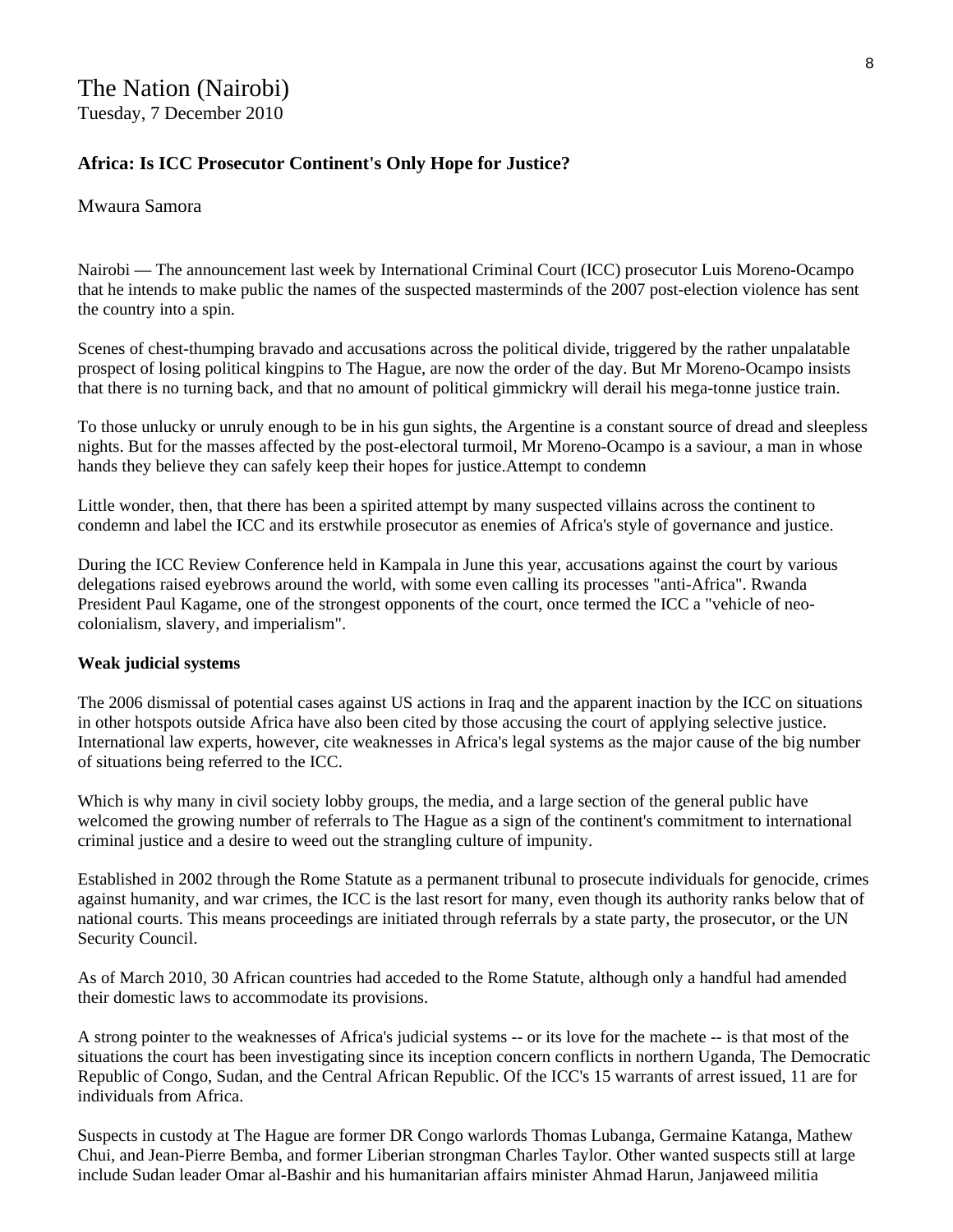# The Nation (Nairobi)

Tuesday, 7 December 2010

## Africa: Is ICC Prosecutor Continent's Only Hope for Justice?

Mwaura Samora

Nairobi — The announcement last week by International Criminal Court (ICC) prosecutor Luis Moreno-Ocampo that he intends to make public the names of the suspected masterminds of the 2007 post-election violence has sent the country into a spin.

Scenes of chest-thumping bravado and accusations across the political divide, triggered by the rather unpalatable prospect of losing political kingpins to The Hague, are now the order of the day. But Mr Moreno-Ocampo insists that there is no turning back, and that no amount of political gimmickry will derail his mega-tonne justice train.

To those unlucky or unruly enough to be in his gun sights, the Argentine is a constant source of dread and sleepless nights. But for the masses affected by the post-electoral turmoil, Mr Moreno-Ocampo is a saviour, a man in whose hands they believe they can safely keep their hopes for justice.Attempt to condemn

Little wonder, then, that there has been a spirited attempt by many suspected villains across the continent to condemn and label the ICC and its erstwhile prosecutor as enemies of Africa's style of governance and justice.

During the ICC Review Conference held in Kampala in June this year, accusations against the court by various delegations raised eyebrows around the world, with some even calling its processes "anti-Africa". Rwanda President Paul Kagame, one of the strongest opponents of the court, once termed the ICC a "vehicle of neo-colonialism, slavery, and imperialism".

**Weak judicial systems**

The 2006 dismissal of potential cases against US actions in Iraq and the apparent inaction by the ICC on situations in other hotspots outside Africa have also been cited by those accusing the court of applying selective justice. International law experts, however, cite weaknesses in Africa's legal systems as the major cause of the big number of situations being referred to the ICC.

Which is why many in civil society lobby groups, the media, and a large section of the general public have welcomed the growing number of referrals to The Hague as a sign of the continent's commitment to international criminal justice and a desire to weed out the strangling culture of impunity.

Established in 2002 through the Rome Statute as a permanent tribunal to prosecute individuals for genocide, crimes against humanity, and war crimes, the ICC is the last resort for many, even though its authority ranks below that of national courts. This means proceedings are initiated through referrals by a state party, the prosecutor, or the UN Security Council.

As of March 2010, 30 African countries had acceded to the Rome Statute, although only a handful had amended their domestic laws to accommodate its provisions.

A strong pointer to the weaknesses of Africa's judicial systems -- or its love for the machete -- is that most of the situations the court has been investigating since its inception concern conflicts in northern Uganda, The Democratic Republic of Congo, Sudan, and the Central African Republic. Of the ICC's 15 warrants of arrest issued, 11 are for individuals from Africa.

Suspects in custody at The Hague are former DR Congo warlords Thomas Lubanga, Germaine Katanga, Mathew Chui, and Jean-Pierre Bemba, and former Liberian strongman Charles Taylor. Other wanted suspects still at large include Sudan leader Omar al-Bashir and his humanitarian affairs minister Ahmad Harun, Janjaweed militia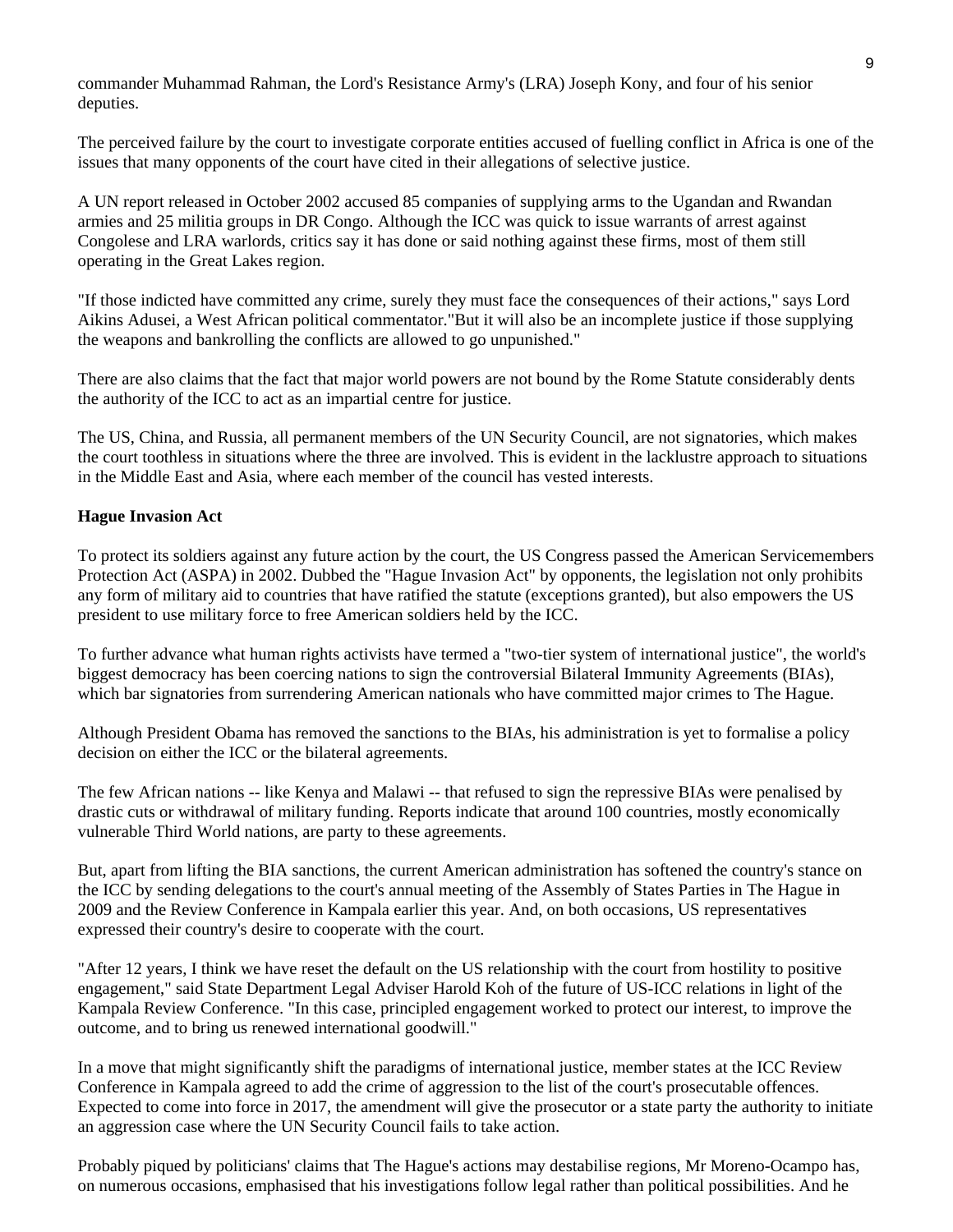commander Muhammad Rahman, the Lord's Resistance Army's (LRA) Joseph Kony, and four of his senior deputies.

The perceived failure by the court to investigate corporate entities accused of fuelling conflict in Africa is one of the issues that many opponents of the court have cited in their allegations of selective justice.

A UN report released in October 2002 accused 85 companies of supplying arms to the Ugandan and Rwandan armies and 25 militia groups in DR Congo. Although the ICC was quick to issue warrants of arrest against Congolese and LRA warlords, critics say it has done or said nothing against these firms, most of them still operating in the Great Lakes region.

"If those indicted have committed any crime, surely they must face the consequences of their actions," says Lord Aikins Adusei, a West African political commentator."But it will also be an incomplete justice if those supplying the weapons and bankrolling the conflicts are allowed to go unpunished."

There are also claims that the fact that major world powers are not bound by the Rome Statute considerably dents the authority of the ICC to act as an impartial centre for justice.

The US, China, and Russia, all permanent members of the UN Security Council, are not signatories, which makes the court toothless in situations where the three are involved. This is evident in the lacklustre approach to situations in the Middle East and Asia, where each member of the council has vested interests.

**Hague Invasion Act**

To protect its soldiers against any future action by the court, the US Congress passed the American Servicemembers Protection Act (ASPA) in 2002. Dubbed the "Hague Invasion Act" by opponents, the legislation not only prohibits any form of military aid to countries that have ratified the statute (exceptions granted), but also empowers the US president to use military force to free American soldiers held by the ICC.

To further advance what human rights activists have termed a "two-tier system of international justice", the world's biggest democracy has been coercing nations to sign the controversial Bilateral Immunity Agreements (BIAs), which bar signatories from surrendering American nationals who have committed major crimes to The Hague.

Although President Obama has removed the sanctions to the BIAs, his administration is yet to formalise a policy decision on either the ICC or the bilateral agreements.

The few African nations -- like Kenya and Malawi -- that refused to sign the repressive BIAs were penalised by drastic cuts or withdrawal of military funding. Reports indicate that around 100 countries, mostly economically vulnerable Third World nations, are party to these agreements.

But, apart from lifting the BIA sanctions, the current American administration has softened the country's stance on the ICC by sending delegations to the court's annual meeting of the Assembly of States Parties in The Hague in 2009 and the Review Conference in Kampala earlier this year. And, on both occasions, US representatives expressed their country's desire to cooperate with the court.

"After 12 years, I think we have reset the default on the US relationship with the court from hostility to positive engagement," said State Department Legal Adviser Harold Koh of the future of US-ICC relations in light of the Kampala Review Conference. "In this case, principled engagement worked to protect our interest, to improve the outcome, and to bring us renewed international goodwill."

In a move that might significantly shift the paradigms of international justice, member states at the ICC Review Conference in Kampala agreed to add the crime of aggression to the list of the court's prosecutable offences. Expected to come into force in 2017, the amendment will give the prosecutor or a state party the authority to initiate an aggression case where the UN Security Council fails to take action.

Probably piqued by politicians' claims that The Hague's actions may destabilise regions, Mr Moreno-Ocampo has, on numerous occasions, emphasised that his investigations follow legal rather than political possibilities. And he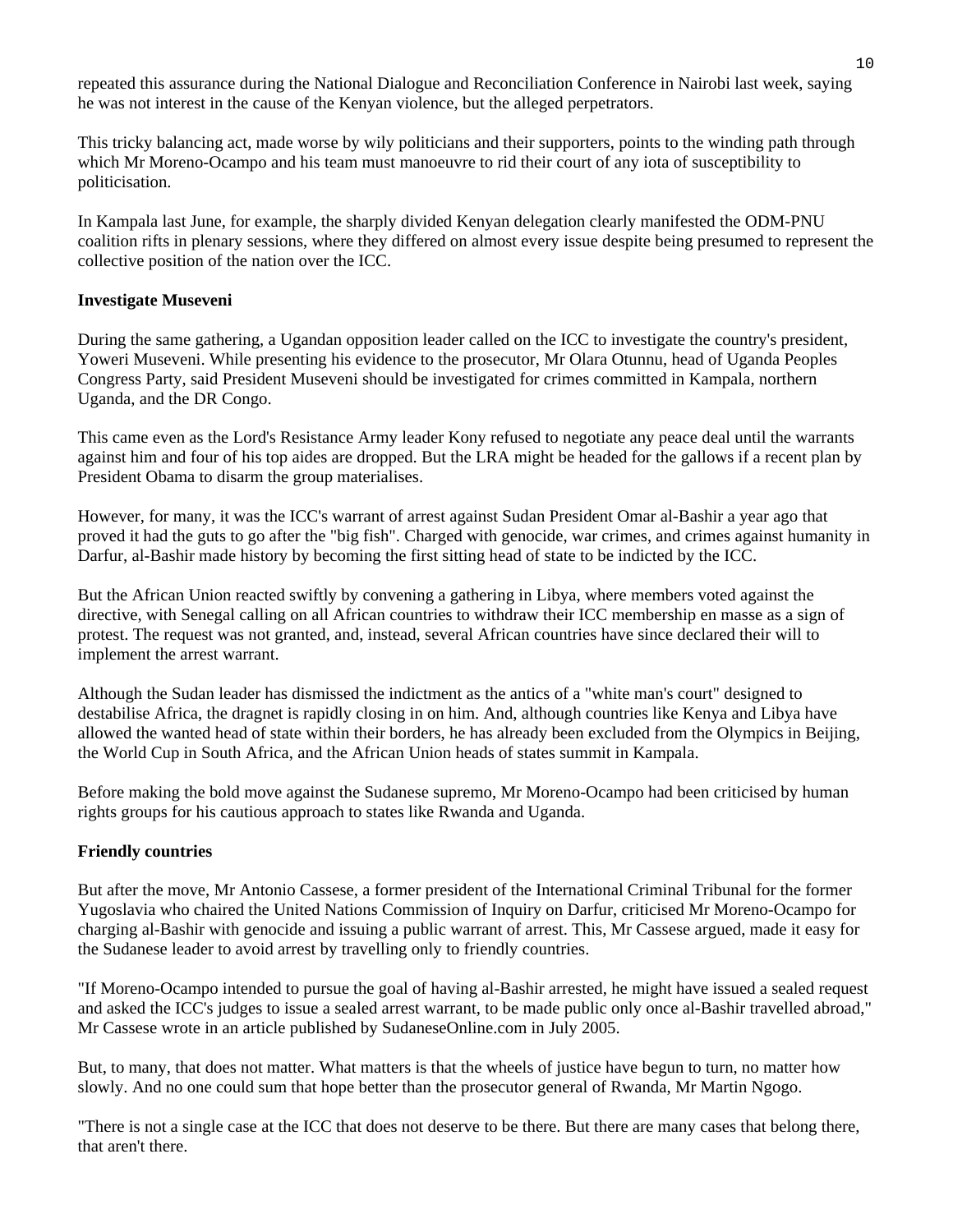repeated this assurance during the National Dialogue and Reconciliation Conference in Nairobi last week, saying he was not interest in the cause of the Kenyan violence, but the alleged perpetrators.

This tricky balancing act, made worse by wily politicians and their supporters, points to the winding path through which Mr Moreno-Ocampo and his team must manoeuvre to rid their court of any iota of susceptibility to politicisation.

In Kampala last June, for example, the sharply divided Kenyan delegation clearly manifested the ODM-PNU coalition rifts in plenary sessions, where they differed on almost every issue despite being presumed to represent the collective position of the nation over the ICC.

**Investigate Museveni**

During the same gathering, a Ugandan opposition leader called on the ICC to investigate the country's president, Yoweri Museveni. While presenting his evidence to the prosecutor, Mr Olara Otunnu, head of Uganda Peoples Congress Party, said President Museveni should be investigated for crimes committed in Kampala, northern Uganda, and the DR Congo.

This came even as the Lord's Resistance Army leader Kony refused to negotiate any peace deal until the warrants against him and four of his top aides are dropped. But the LRA might be headed for the gallows if a recent plan by President Obama to disarm the group materialises.

However, for many, it was the ICC's warrant of arrest against Sudan President Omar al-Bashir a year ago that proved it had the guts to go after the "big fish". Charged with genocide, war crimes, and crimes against humanity in Darfur, al-Bashir made history by becoming the first sitting head of state to be indicted by the ICC.

But the African Union reacted swiftly by convening a gathering in Libya, where members voted against the directive, with Senegal calling on all African countries to withdraw their ICC membership en masse as a sign of protest. The request was not granted, and, instead, several African countries have since declared their will to implement the arrest warrant.

Although the Sudan leader has dismissed the indictment as the antics of a "white man's court" designed to destabilise Africa, the dragnet is rapidly closing in on him. And, although countries like Kenya and Libya have allowed the wanted head of state within their borders, he has already been excluded from the Olympics in Beijing, the World Cup in South Africa, and the African Union heads of states summit in Kampala.

Before making the bold move against the Sudanese supremo, Mr Moreno-Ocampo had been criticised by human rights groups for his cautious approach to states like Rwanda and Uganda.

**Friendly countries**

But after the move, Mr Antonio Cassese, a former president of the International Criminal Tribunal for the former Yugoslavia who chaired the United Nations Commission of Inquiry on Darfur, criticised Mr Moreno-Ocampo for charging al-Bashir with genocide and issuing a public warrant of arrest. This, Mr Cassese argued, made it easy for the Sudanese leader to avoid arrest by travelling only to friendly countries.

"If Moreno-Ocampo intended to pursue the goal of having al-Bashir arrested, he might have issued a sealed request and asked the ICC's judges to issue a sealed arrest warrant, to be made public only once al-Bashir travelled abroad," Mr Cassese wrote in an article published by SudaneseOnline.com in July 2005.

But, to many, that does not matter. What matters is that the wheels of justice have begun to turn, no matter how slowly. And no one could sum that hope better than the prosecutor general of Rwanda, Mr Martin Ngogo.

"There is not a single case at the ICC that does not deserve to be there. But there are many cases that belong there, that aren't there.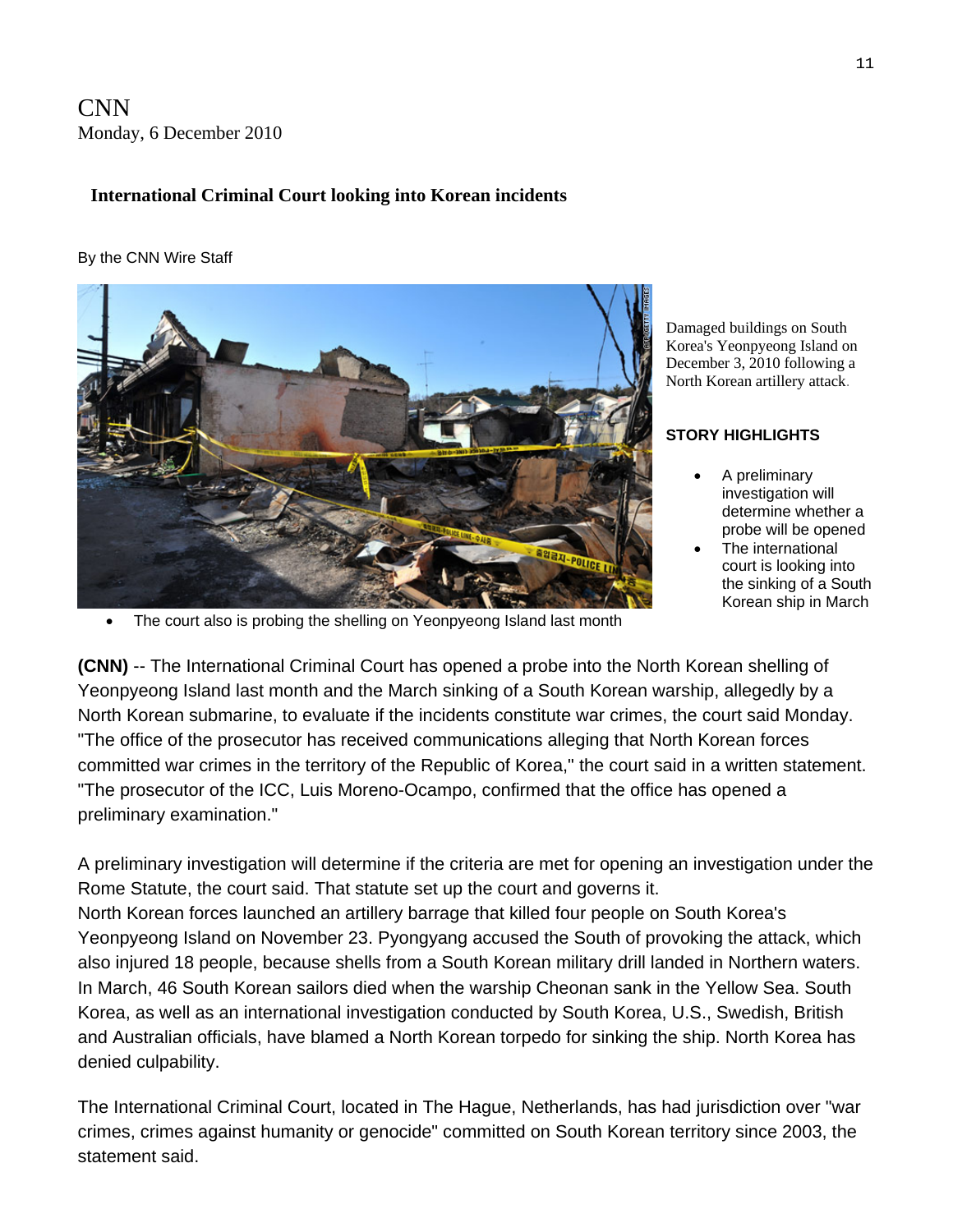CNN
Monday, 6 December 2010

## International Criminal Court looking into Korean incidents

By the CNN Wire Staff

Damaged buildings on South Korea's Yeonpyeong Island on December 3, 2010 following a North Korean artillery attack.

**STORY HIGHLIGHTS**

- A preliminary investigation will determine whether a probe will be opened
- The international court is looking into the sinking of a South Korean ship in March
- The court also is probing the shelling on Yeonpyeong Island last month

**(CNN)** -- The International Criminal Court has opened a probe into the North Korean shelling of Yeonpyeong Island last month and the March sinking of a South Korean warship, allegedly by a North Korean submarine, to evaluate if the incidents constitute war crimes, the court said Monday. "The office of the prosecutor has received communications alleging that North Korean forces committed war crimes in the territory of the Republic of Korea," the court said in a written statement. "The prosecutor of the ICC, Luis Moreno-Ocampo, confirmed that the office has opened a preliminary examination."

A preliminary investigation will determine if the criteria are met for opening an investigation under the Rome Statute, the court said. That statute set up the court and governs it.
North Korean forces launched an artillery barrage that killed four people on South Korea's Yeonpyeong Island on November 23. Pyongyang accused the South of provoking the attack, which also injured 18 people, because shells from a South Korean military drill landed in Northern waters.
In March, 46 South Korean sailors died when the warship Cheonan sank in the Yellow Sea. South Korea, as well as an international investigation conducted by South Korea, U.S., Swedish, British and Australian officials, have blamed a North Korean torpedo for sinking the ship. North Korea has denied culpability.

The International Criminal Court, located in The Hague, Netherlands, has had jurisdiction over "war crimes, crimes against humanity or genocide" committed on South Korean territory since 2003, the statement said.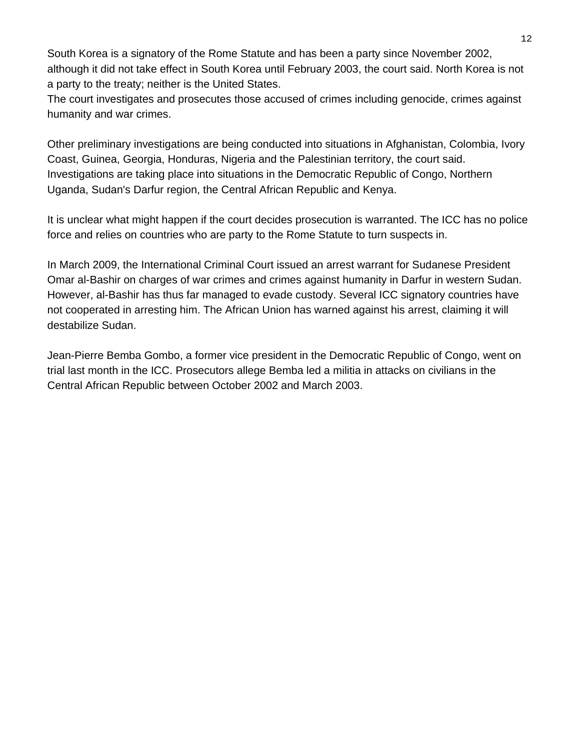South Korea is a signatory of the Rome Statute and has been a party since November 2002, although it did not take effect in South Korea until February 2003, the court said. North Korea is not a party to the treaty; neither is the United States.
The court investigates and prosecutes those accused of crimes including genocide, crimes against humanity and war crimes.

Other preliminary investigations are being conducted into situations in Afghanistan, Colombia, Ivory Coast, Guinea, Georgia, Honduras, Nigeria and the Palestinian territory, the court said. Investigations are taking place into situations in the Democratic Republic of Congo, Northern Uganda, Sudan's Darfur region, the Central African Republic and Kenya.

It is unclear what might happen if the court decides prosecution is warranted. The ICC has no police force and relies on countries who are party to the Rome Statute to turn suspects in.

In March 2009, the International Criminal Court issued an arrest warrant for Sudanese President Omar al-Bashir on charges of war crimes and crimes against humanity in Darfur in western Sudan. However, al-Bashir has thus far managed to evade custody. Several ICC signatory countries have not cooperated in arresting him. The African Union has warned against his arrest, claiming it will destabilize Sudan.

Jean-Pierre Bemba Gombo, a former vice president in the Democratic Republic of Congo, went on trial last month in the ICC. Prosecutors allege Bemba led a militia in attacks on civilians in the Central African Republic between October 2002 and March 2003.